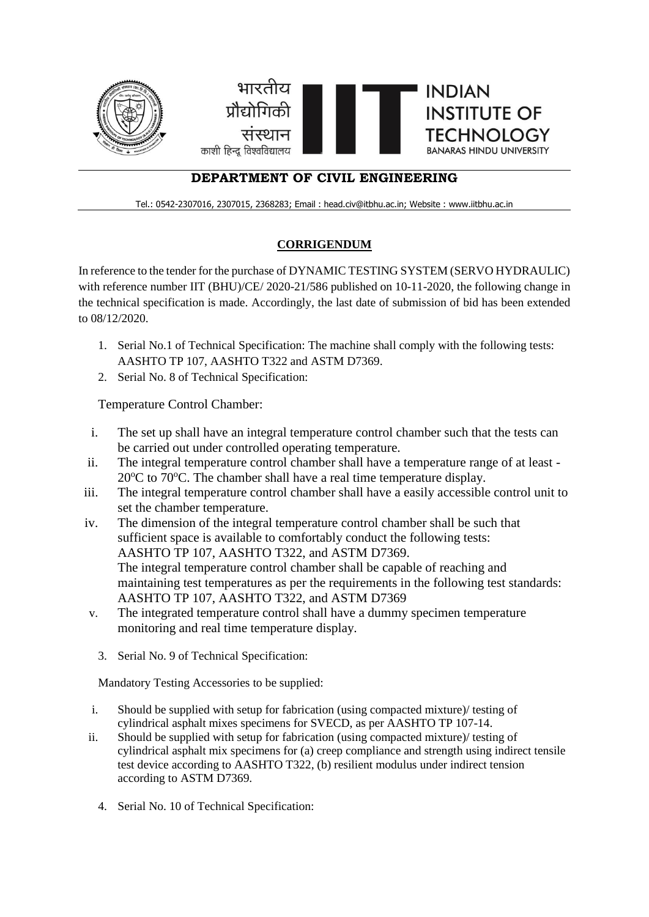भारतीय प्रौद्योगिकी संस्थान काशी हिन्दू विश्वविद्यालय

INDIAN INSTITUTE OF TECHNOLOGY BANARAS HINDU UNIVERSITY

## DEPARTMENT OF CIVIL ENGINEERING

Tel.: 0542-2307016, 2307015, 2368283; Email : head.civ@itbhu.ac.in; Website : www.iitbhu.ac.in

### CORRIGENDUM

In reference to the tender for the purchase of DYNAMIC TESTING SYSTEM (SERVO HYDRAULIC) with reference number IIT (BHU)/CE/ 2020-21/586 published on 10-11-2020, the following change in the technical specification is made. Accordingly, the last date of submission of bid has been extended to 08/12/2020.

1. Serial No.1 of Technical Specification: The machine shall comply with the following tests: AASHTO TP 107, AASHTO T322 and ASTM D7369.
2. Serial No. 8 of Technical Specification:

Temperature Control Chamber:

i. The set up shall have an integral temperature control chamber such that the tests can be carried out under controlled operating temperature.
ii. The integral temperature control chamber shall have a temperature range of at least -20°C to 70°C. The chamber shall have a real time temperature display.
iii. The integral temperature control chamber shall have a easily accessible control unit to set the chamber temperature.
iv. The dimension of the integral temperature control chamber shall be such that sufficient space is available to comfortably conduct the following tests: AASHTO TP 107, AASHTO T322, and ASTM D7369.
   The integral temperature control chamber shall be capable of reaching and maintaining test temperatures as per the requirements in the following test standards: AASHTO TP 107, AASHTO T322, and ASTM D7369
v. The integrated temperature control shall have a dummy specimen temperature monitoring and real time temperature display.

3. Serial No. 9 of Technical Specification:

Mandatory Testing Accessories to be supplied:

i. Should be supplied with setup for fabrication (using compacted mixture)/ testing of cylindrical asphalt mixes specimens for SVECD, as per AASHTO TP 107-14.
ii. Should be supplied with setup for fabrication (using compacted mixture)/ testing of cylindrical asphalt mix specimens for (a) creep compliance and strength using indirect tensile test device according to AASHTO T322, (b) resilient modulus under indirect tension according to ASTM D7369.

4. Serial No. 10 of Technical Specification: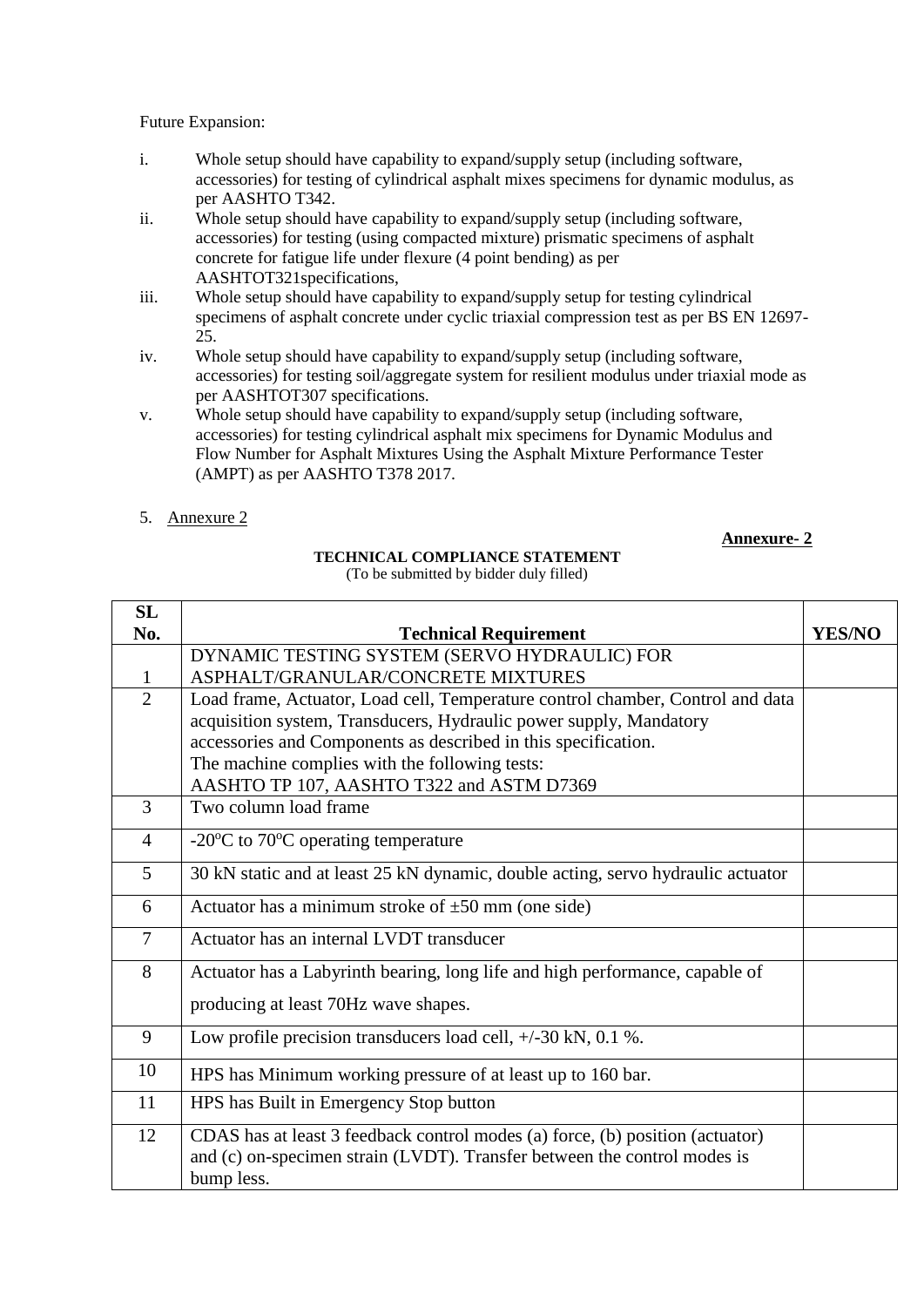Future Expansion:

i. Whole setup should have capability to expand/supply setup (including software, accessories) for testing of cylindrical asphalt mixes specimens for dynamic modulus, as per AASHTO T342.

ii. Whole setup should have capability to expand/supply setup (including software, accessories) for testing (using compacted mixture) prismatic specimens of asphalt concrete for fatigue life under flexure (4 point bending) as per AASHTOT321specifications,

iii. Whole setup should have capability to expand/supply setup for testing cylindrical specimens of asphalt concrete under cyclic triaxial compression test as per BS EN 12697-25.

iv. Whole setup should have capability to expand/supply setup (including software, accessories) for testing soil/aggregate system for resilient modulus under triaxial mode as per AASHTOT307 specifications.

v. Whole setup should have capability to expand/supply setup (including software, accessories) for testing cylindrical asphalt mix specimens for Dynamic Modulus and Flow Number for Asphalt Mixtures Using the Asphalt Mixture Performance Tester (AMPT) as per AASHTO T378 2017.

5. Annexure 2

**Annexure- 2**

**TECHNICAL COMPLIANCE STATEMENT**
(To be submitted by bidder duly filled)

| SL No. | Technical Requirement | YES/NO |
|---|---|---|
| 1 | DYNAMIC TESTING SYSTEM (SERVO HYDRAULIC) FOR ASPHALT/GRANULAR/CONCRETE MIXTURES | |
| 2 | Load frame, Actuator, Load cell, Temperature control chamber, Control and data acquisition system, Transducers, Hydraulic power supply, Mandatory accessories and Components as described in this specification. The machine complies with the following tests: AASHTO TP 107, AASHTO T322 and ASTM D7369 | |
| 3 | Two column load frame | |
| 4 | -20°C to 70°C operating temperature | |
| 5 | 30 kN static and at least 25 kN dynamic, double acting, servo hydraulic actuator | |
| 6 | Actuator has a minimum stroke of ±50 mm (one side) | |
| 7 | Actuator has an internal LVDT transducer | |
| 8 | Actuator has a Labyrinth bearing, long life and high performance, capable of producing at least 70Hz wave shapes. | |
| 9 | Low profile precision transducers load cell, +/-30 kN, 0.1 %. | |
| 10 | HPS has Minimum working pressure of at least up to 160 bar. | |
| 11 | HPS has Built in Emergency Stop button | |
| 12 | CDAS has at least 3 feedback control modes (a) force, (b) position (actuator) and (c) on-specimen strain (LVDT). Transfer between the control modes is bump less. | |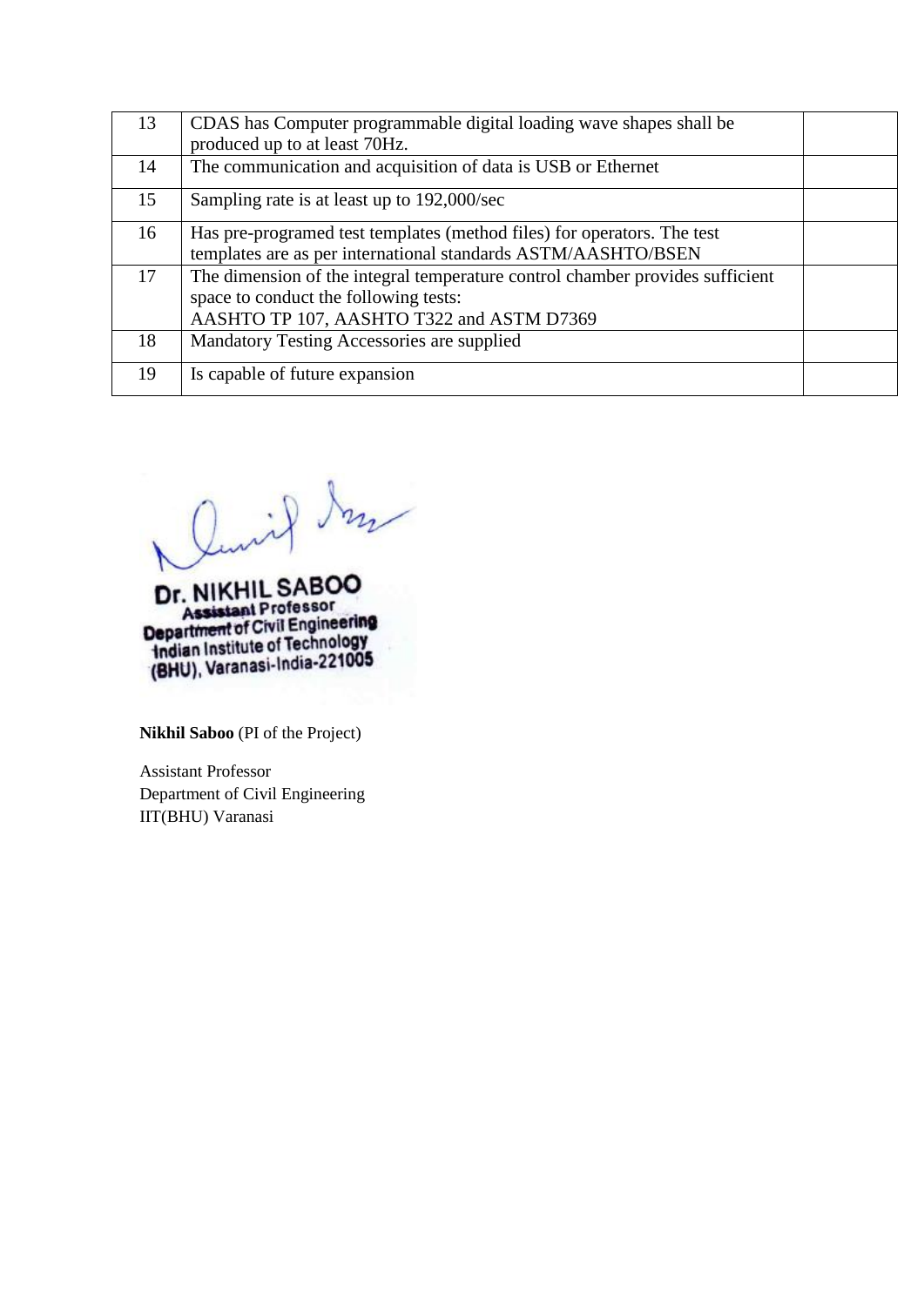| | | |
|---|---|---|
| 13 | CDAS has Computer programmable digital loading wave shapes shall be produced up to at least 70Hz. | |
| 14 | The communication and acquisition of data is USB or Ethernet | |
| 15 | Sampling rate is at least up to 192,000/sec | |
| 16 | Has pre-programed test templates (method files) for operators. The test templates are as per international standards ASTM/AASHTO/BSEN | |
| 17 | The dimension of the integral temperature control chamber provides sufficient space to conduct the following tests:<br>AASHTO TP 107, AASHTO T322 and ASTM D7369 | |
| 18 | Mandatory Testing Accessories are supplied | |
| 19 | Is capable of future expansion | |

Dr. NIKHIL SABOO
Assistant Professor
Department of Civil Engineering
Indian Institute of Technology
(BHU), Varanasi-India-221005

**Nikhil Saboo** (PI of the Project)

Assistant Professor
Department of Civil Engineering
IIT(BHU) Varanasi